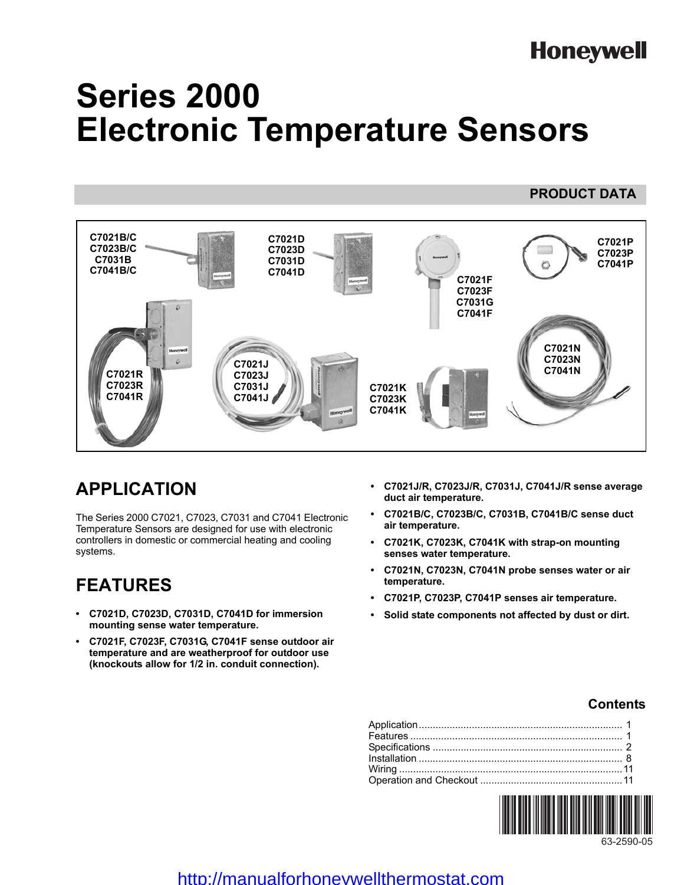Honeywell

# Series 2000 Electronic Temperature Sensors

PRODUCT DATA

C7021B/C
C7023B/C
C7031B
C7041B/C

C7021D
C7023D
C7031D
C7041D

C7021F
C7023F
C7031G
C7041F

C7021P
C7023P
C7041P

C7021R
C7023R
C7041R

C7021J
C7023J
C7031J
C7041J

C7021K
C7023K
C7041K

C7021N
C7023N
C7041N

## APPLICATION

The Series 2000 C7021, C7023, C7031 and C7041 Electronic Temperature Sensors are designed for use with electronic controllers in domestic or commercial heating and cooling systems.

## FEATURES

- **C7021D, C7023D, C7031D, C7041D for immersion mounting sense water temperature.**
- **C7021F, C7023F, C7031G, C7041F sense outdoor air temperature and are weatherproof for outdoor use (knockouts allow for 1/2 in. conduit connection).**
- **C7021J/R, C7023J/R, C7031J, C7041J/R sense average duct air temperature.**
- **C7021B/C, C7023B/C, C7031B, C7041B/C sense duct air temperature.**
- **C7021K, C7023K, C7041K with strap-on mounting senses water temperature.**
- **C7021N, C7023N, C7041N probe senses water or air temperature.**
- **C7021P, C7023P, C7041P senses air temperature.**
- **Solid state components not affected by dust or dirt.**

### Contents

| | |
|---|---|
| Application | 1 |
| Features | 1 |
| Specifications | 2 |
| Installation | 8 |
| Wiring | 11 |
| Operation and Checkout | 11 |

63-2590-05

http://manualforhoneywellthermostat.com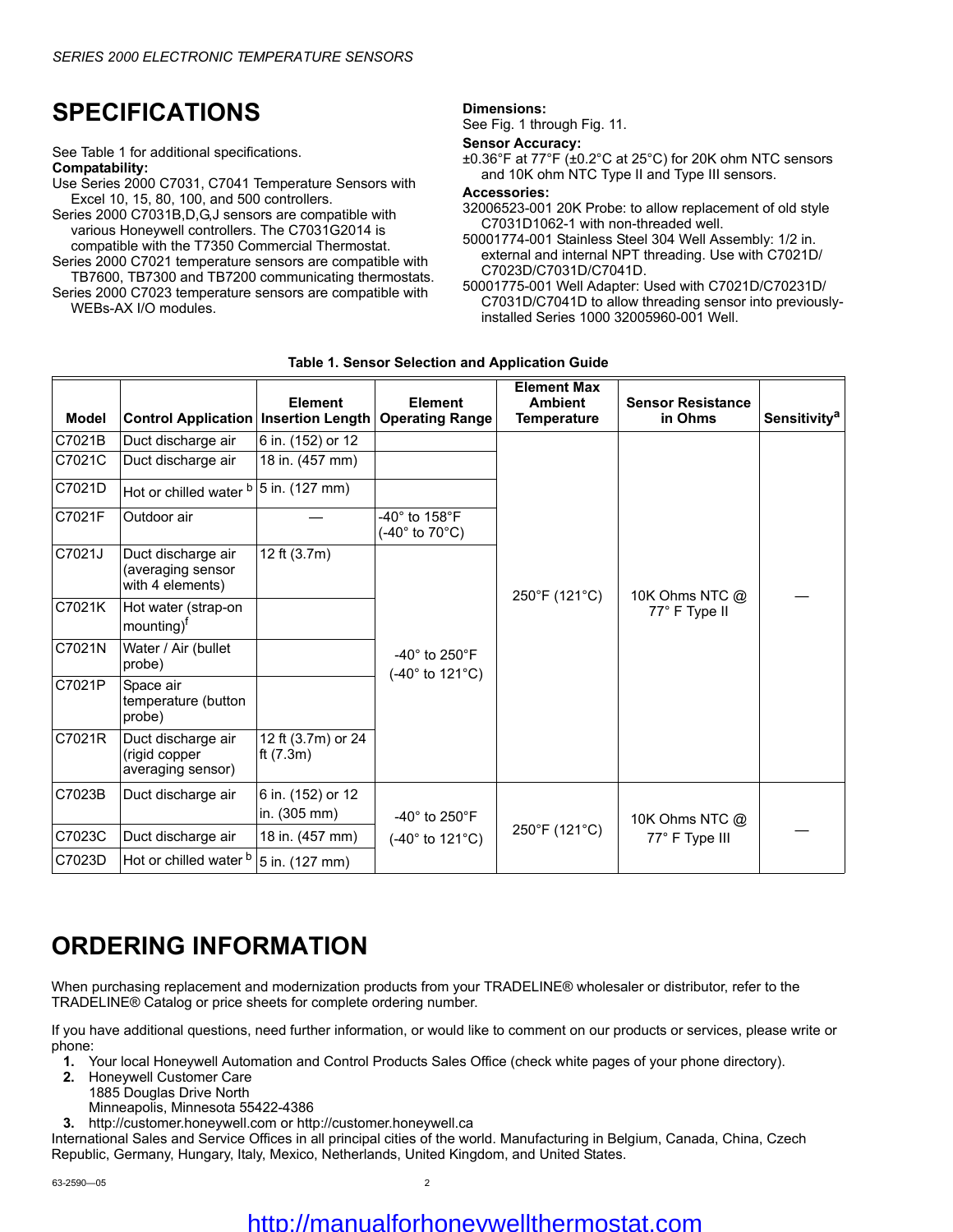# SPECIFICATIONS

See Table 1 for additional specifications.

**Compatability:**

Use Series 2000 C7031, C7041 Temperature Sensors with Excel 10, 15, 80, 100, and 500 controllers.

Series 2000 C7031B,D,G,J sensors are compatible with various Honeywell controllers. The C7031G2014 is compatible with the T7350 Commercial Thermostat.

Series 2000 C7021 temperature sensors are compatible with TB7600, TB7300 and TB7200 communicating thermostats.

Series 2000 C7023 temperature sensors are compatible with WEBs-AX I/O modules.

**Dimensions:**

See Fig. 1 through Fig. 11.

**Sensor Accuracy:**

±0.36°F at 77°F (±0.2°C at 25°C) for 20K ohm NTC sensors and 10K ohm NTC Type II and Type III sensors.

**Accessories:**

32006523-001 20K Probe: to allow replacement of old style C7031D1062-1 with non-threaded well.

50001774-001 Stainless Steel 304 Well Assembly: 1/2 in. external and internal NPT threading. Use with C7021D/C7023D/C7031D/C7041D.

50001775-001 Well Adapter: Used with C7021D/C70231D/C7031D/C7041D to allow threading sensor into previously-installed Series 1000 32005960-001 Well.

**Table 1. Sensor Selection and Application Guide**

| Model | Control Application | Element Insertion Length | Element Operating Range | Element Max Ambient Temperature | Sensor Resistance in Ohms | Sensitivity[a] |
|---|---|---|---|---|---|---|
| C7021B | Duct discharge air | 6 in. (152) or 12 | | 250°F (121°C) | 10K Ohms NTC @ 77° F Type II | — |
| C7021C | Duct discharge air | 18 in. (457 mm) | | | | |
| C7021D | Hot or chilled water [b] | 5 in. (127 mm) | | | | |
| C7021F | Outdoor air | — | -40° to 158°F (-40° to 70°C) | | | |
| C7021J | Duct discharge air (averaging sensor with 4 elements) | 12 ft (3.7m) | -40° to 250°F (-40° to 121°C) | | | |
| C7021K | Hot water (strap-on mounting)[f] | | | | | |
| C7021N | Water / Air (bullet probe) | | | | | |
| C7021P | Space air temperature (button probe) | | | | | |
| C7021R | Duct discharge air (rigid copper averaging sensor) | 12 ft (3.7m) or 24 ft (7.3m) | | | | |
| C7023B | Duct discharge air | 6 in. (152) or 12 in. (305 mm) | -40° to 250°F (-40° to 121°C) | 250°F (121°C) | 10K Ohms NTC @ 77° F Type III | — |
| C7023C | Duct discharge air | 18 in. (457 mm) | | | | |
| C7023D | Hot or chilled water [b] | 5 in. (127 mm) | | | | |

# ORDERING INFORMATION

When purchasing replacement and modernization products from your TRADELINE® wholesaler or distributor, refer to the TRADELINE® Catalog or price sheets for complete ordering number.

If you have additional questions, need further information, or would like to comment on our products or services, please write or phone:

1. Your local Honeywell Automation and Control Products Sales Office (check white pages of your phone directory).
2. Honeywell Customer Care
   1885 Douglas Drive North
   Minneapolis, Minnesota 55422-4386
3. http://customer.honeywell.com or http://customer.honeywell.ca

International Sales and Service Offices in all principal cities of the world. Manufacturing in Belgium, Canada, China, Czech Republic, Germany, Hungary, Italy, Mexico, Netherlands, United Kingdom, and United States.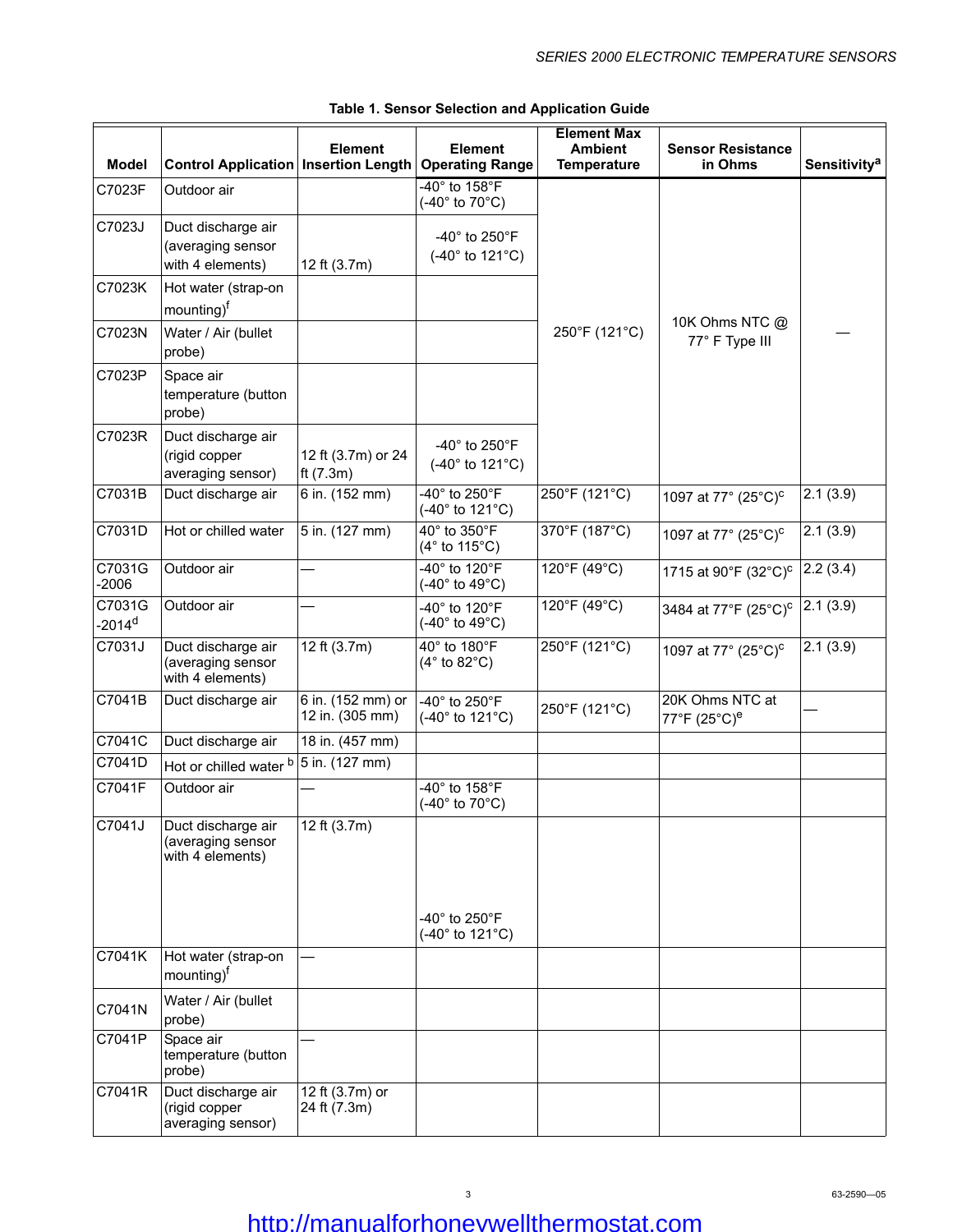**Table 1. Sensor Selection and Application Guide**

| Model | Control Application | Element Insertion Length | Element Operating Range | Element Max Ambient Temperature | Sensor Resistance in Ohms | Sensitivity[a] |
|---|---|---|---|---|---|---|
| C7023F | Outdoor air | | -40° to 158°F (-40° to 70°C) | 250°F (121°C) | 10K Ohms NTC @ 77° F Type III | — |
| C7023J | Duct discharge air (averaging sensor with 4 elements) | 12 ft (3.7m) | -40° to 250°F (-40° to 121°C) | | | |
| C7023K | Hot water (strap-on mounting)[f] | | | | | |
| C7023N | Water / Air (bullet probe) | | | | | |
| C7023P | Space air temperature (button probe) | | | | | |
| C7023R | Duct discharge air (rigid copper averaging sensor) | 12 ft (3.7m) or 24 ft (7.3m) | -40° to 250°F (-40° to 121°C) | | | |
| C7031B | Duct discharge air | 6 in. (152 mm) | -40° to 250°F (-40° to 121°C) | 250°F (121°C) | 1097 at 77° (25°C)[c] | 2.1 (3.9) |
| C7031D | Hot or chilled water | 5 in. (127 mm) | 40° to 350°F (4° to 115°C) | 370°F (187°C) | 1097 at 77° (25°C)[c] | 2.1 (3.9) |
| C7031G -2006 | Outdoor air | — | -40° to 120°F (-40° to 49°C) | 120°F (49°C) | 1715 at 90°F (32°C)[c] | 2.2 (3.4) |
| C7031G -2014[d] | Outdoor air | — | -40° to 120°F (-40° to 49°C) | 120°F (49°C) | 3484 at 77°F (25°C)[c] | 2.1 (3.9) |
| C7031J | Duct discharge air (averaging sensor with 4 elements) | 12 ft (3.7m) | 40° to 180°F (4° to 82°C) | 250°F (121°C) | 1097 at 77° (25°C)[c] | 2.1 (3.9) |
| C7041B | Duct discharge air | 6 in. (152 mm) or 12 in. (305 mm) | -40° to 250°F (-40° to 121°C) | 250°F (121°C) | 20K Ohms NTC at 77°F (25°C)[e] | — |
| C7041C | Duct discharge air | 18 in. (457 mm) | | | | |
| C7041D | Hot or chilled water [b] | 5 in. (127 mm) | | | | |
| C7041F | Outdoor air | — | -40° to 158°F (-40° to 70°C) | | | |
| C7041J | Duct discharge air (averaging sensor with 4 elements) | 12 ft (3.7m) | -40° to 250°F (-40° to 121°C) | | | |
| C7041K | Hot water (strap-on mounting)[f] | — | | | | |
| C7041N | Water / Air (bullet probe) | | | | | |
| C7041P | Space air temperature (button probe) | — | | | | |
| C7041R | Duct discharge air (rigid copper averaging sensor) | 12 ft (3.7m) or 24 ft (7.3m) | | | | |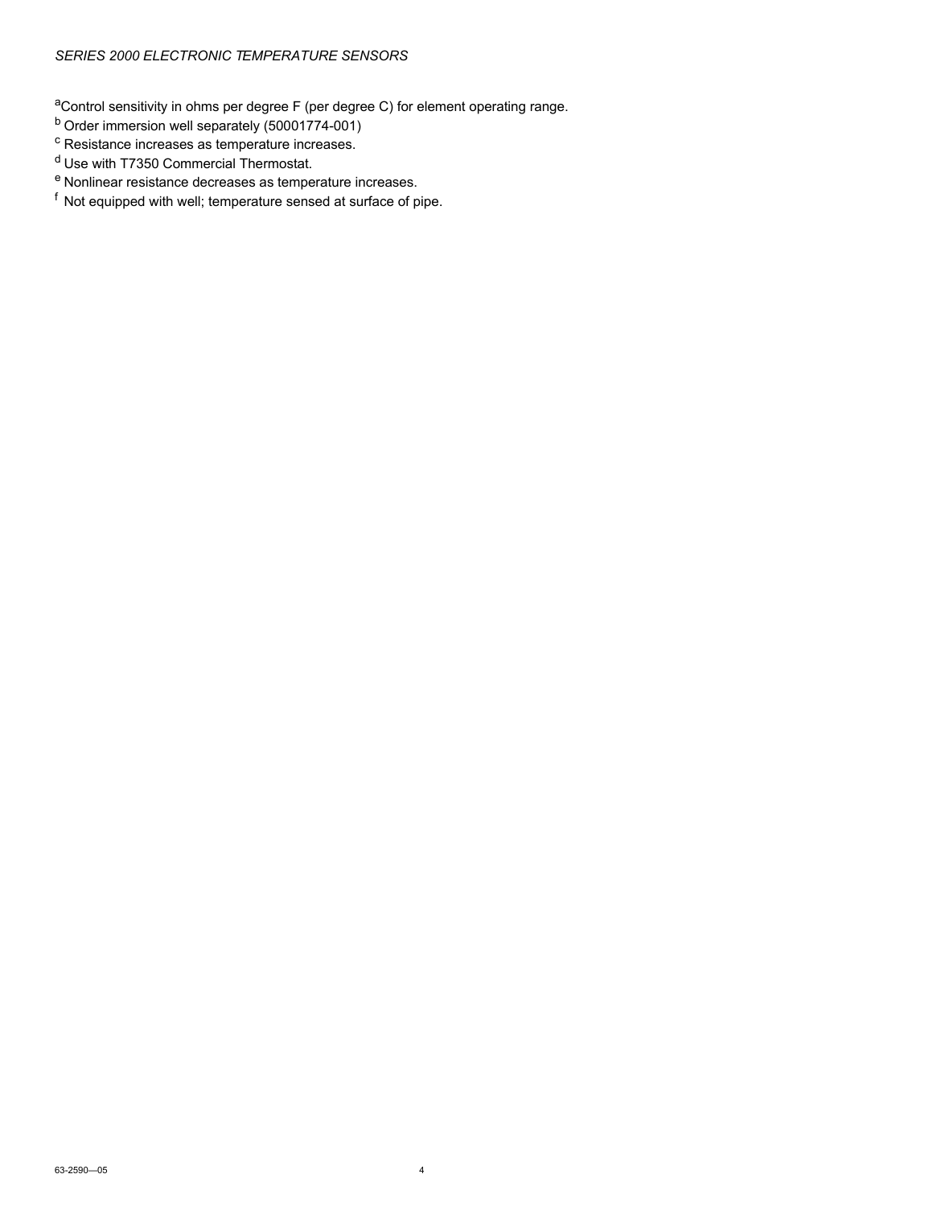[a]Control sensitivity in ohms per degree F (per degree C) for element operating range.

[b] Order immersion well separately (50001774-001)

[c] Resistance increases as temperature increases.

[d] Use with T7350 Commercial Thermostat.

[e] Nonlinear resistance decreases as temperature increases.

[f] Not equipped with well; temperature sensed at surface of pipe.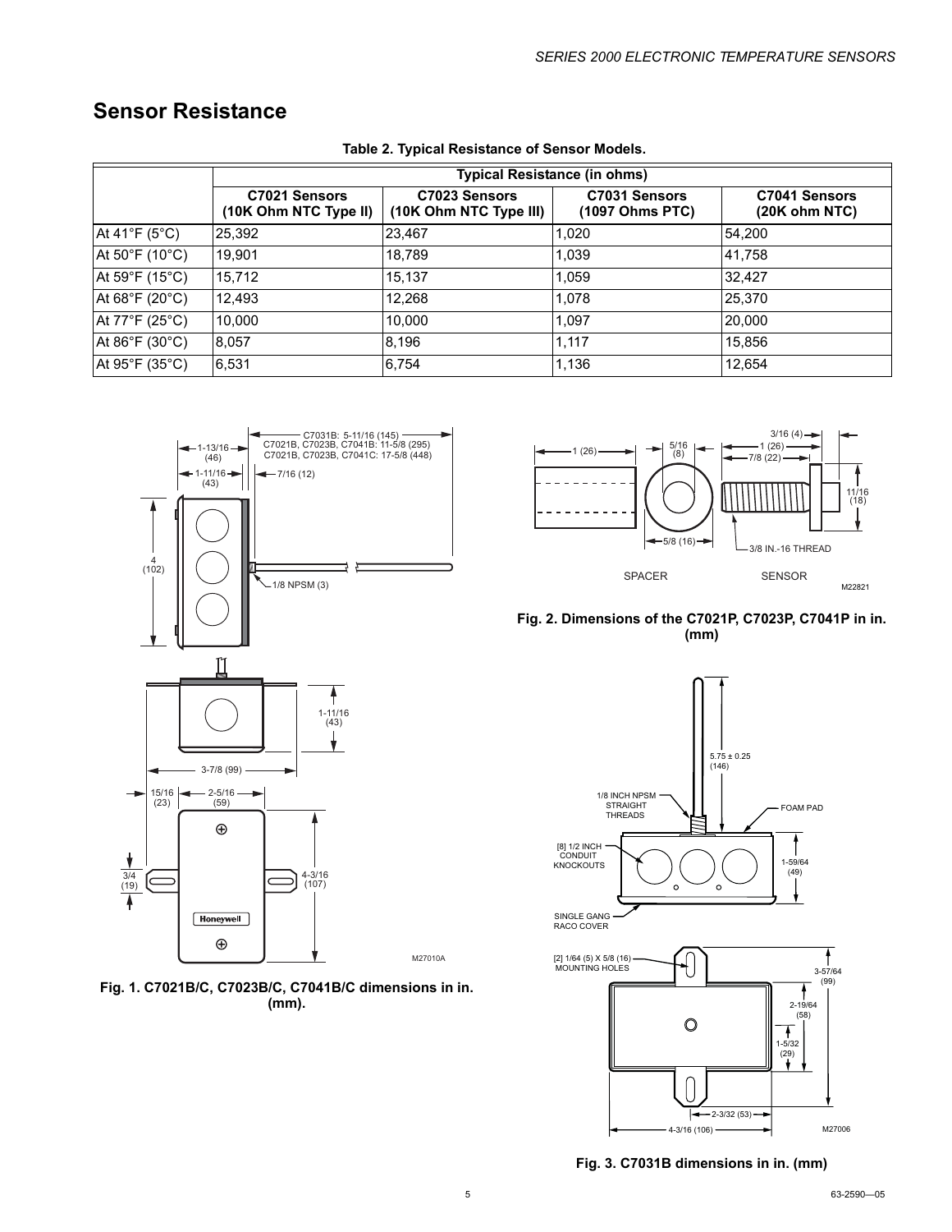## Sensor Resistance

**Table 2. Typical Resistance of Sensor Models.**

| | Typical Resistance (in ohms) | | | |
|---|---|---|---|---|
| | C7021 Sensors (10K Ohm NTC Type II) | C7023 Sensors (10K Ohm NTC Type III) | C7031 Sensors (1097 Ohms PTC) | C7041 Sensors (20K ohm NTC) |
| At 41°F (5°C) | 25,392 | 23,467 | 1,020 | 54,200 |
| At 50°F (10°C) | 19,901 | 18,789 | 1,039 | 41,758 |
| At 59°F (15°C) | 15,712 | 15,137 | 1,059 | 32,427 |
| At 68°F (20°C) | 12,493 | 12,268 | 1,078 | 25,370 |
| At 77°F (25°C) | 10,000 | 10,000 | 1,097 | 20,000 |
| At 86°F (30°C) | 8,057 | 8,196 | 1,117 | 15,856 |
| At 95°F (35°C) | 6,531 | 6,754 | 1,136 | 12,654 |

**Fig. 1. C7021B/C, C7023B/C, C7041B/C dimensions in in. (mm).**

**Fig. 2. Dimensions of the C7021P, C7023P, C7041P in in. (mm)**

**Fig. 3. C7031B dimensions in in. (mm)**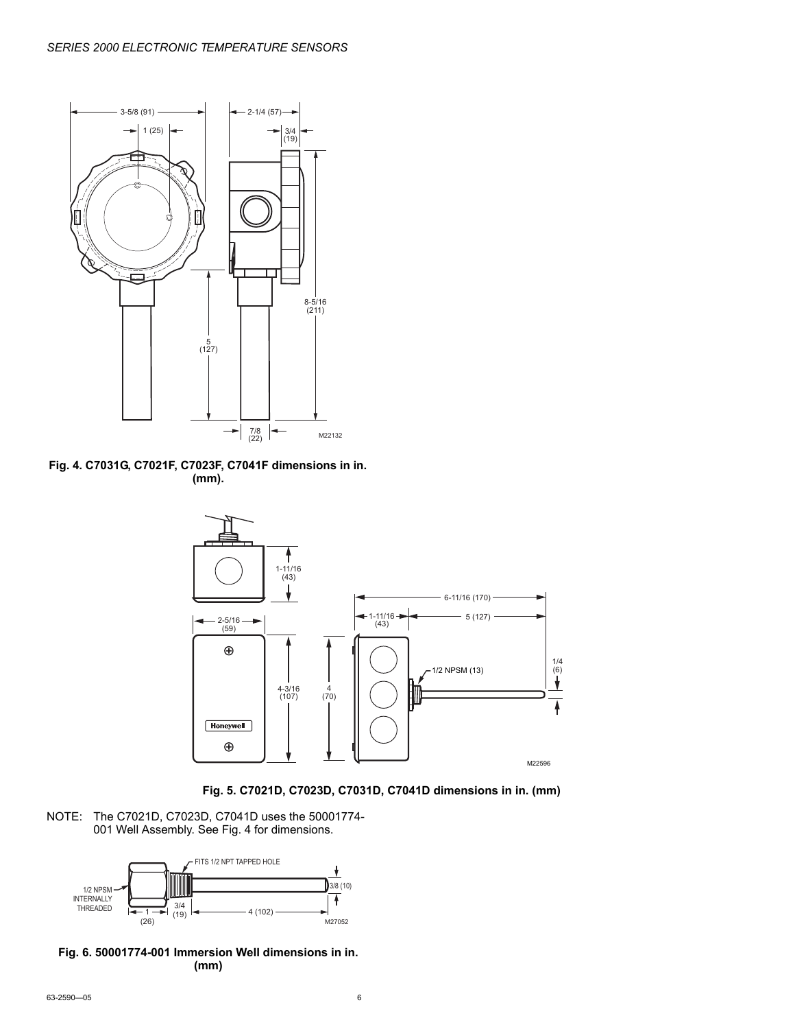**Fig. 4. C7031G, C7021F, C7023F, C7041F dimensions in in. (mm).**

**Fig. 5. C7021D, C7023D, C7031D, C7041D dimensions in in. (mm)**

NOTE: The C7021D, C7023D, C7041D uses the 50001774-001 Well Assembly. See Fig. 4 for dimensions.

**Fig. 6. 50001774-001 Immersion Well dimensions in in. (mm)**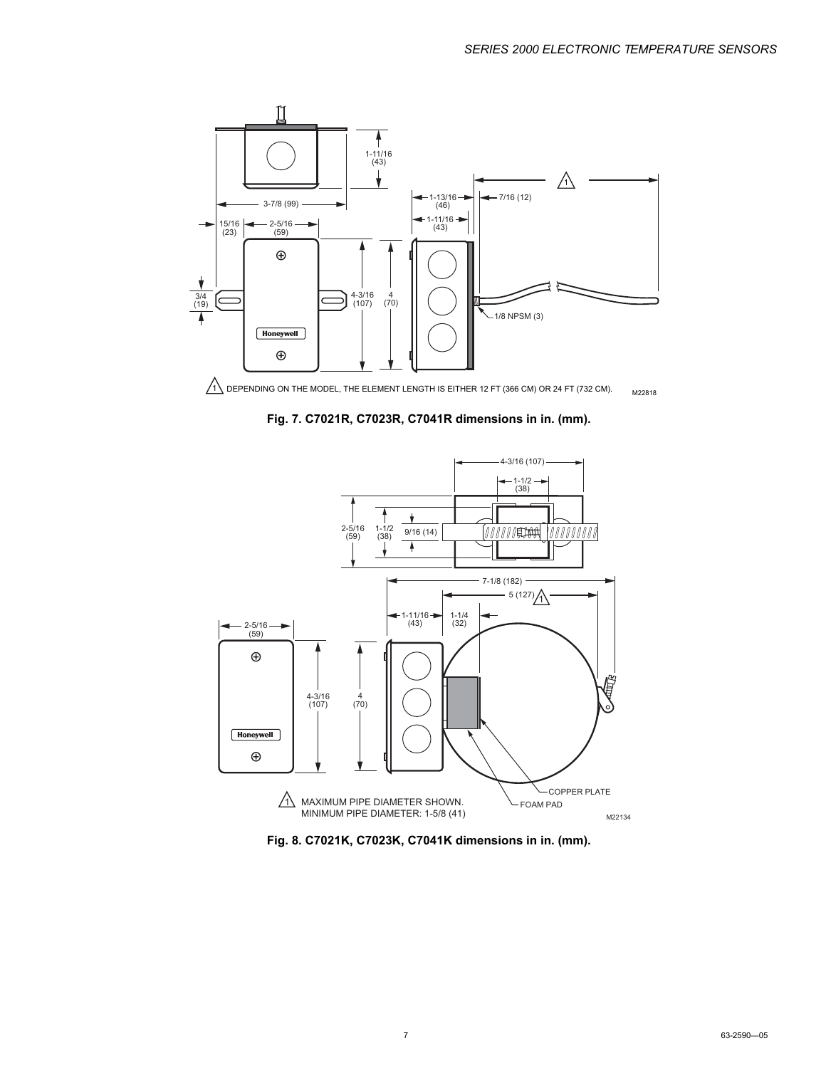**Fig. 7. C7021R, C7023R, C7041R dimensions in in. (mm).**

**Fig. 8. C7021K, C7023K, C7041K dimensions in in. (mm).**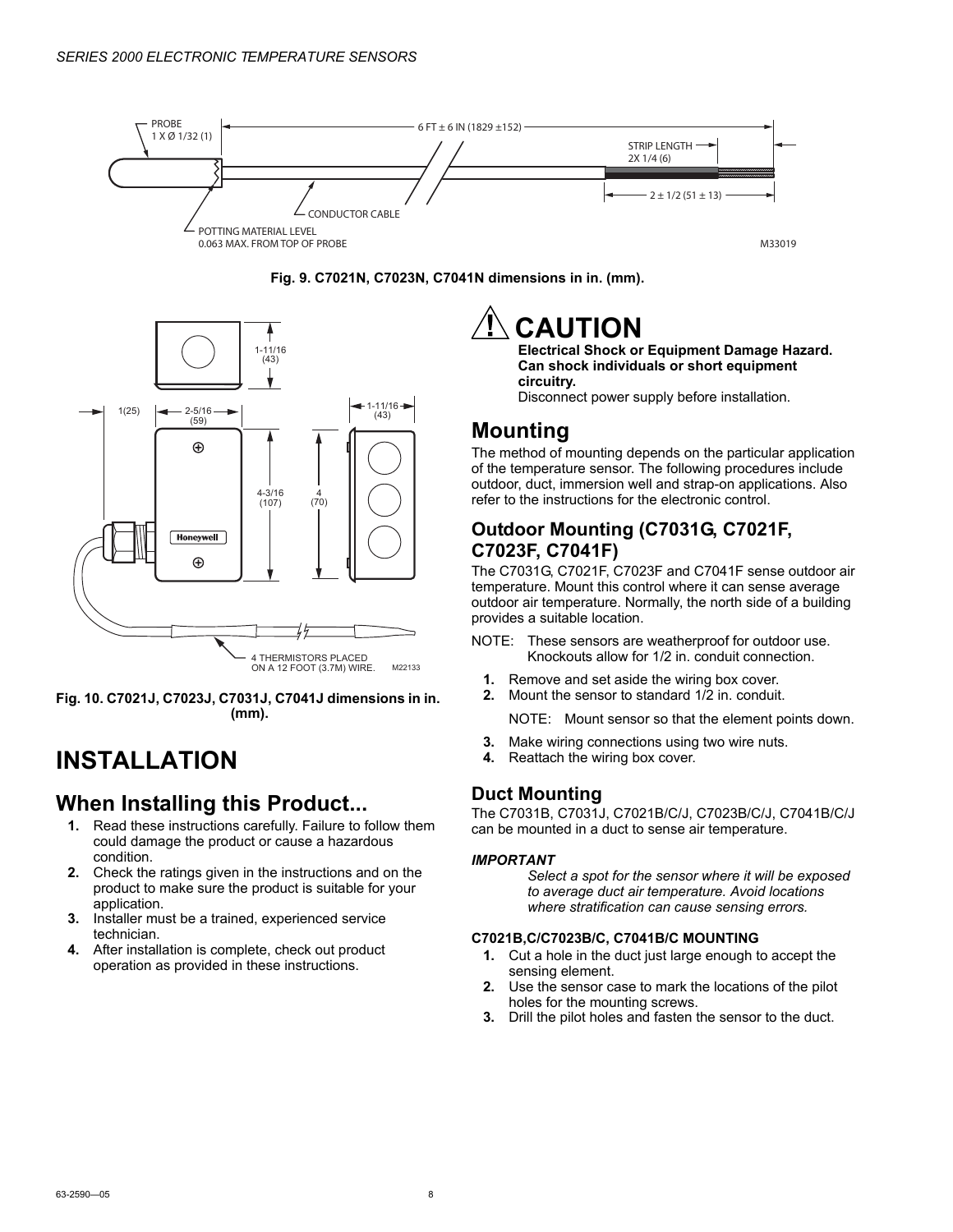Fig. 9. C7021N, C7023N, C7041N dimensions in in. (mm).

Fig. 10. C7021J, C7023J, C7031J, C7041J dimensions in in. (mm).

# INSTALLATION

## When Installing this Product...

1. Read these instructions carefully. Failure to follow them could damage the product or cause a hazardous condition.
2. Check the ratings given in the instructions and on the product to make sure the product is suitable for your application.
3. Installer must be a trained, experienced service technician.
4. After installation is complete, check out product operation as provided in these instructions.

## ⚠ CAUTION

**Electrical Shock or Equipment Damage Hazard. Can shock individuals or short equipment circuitry.**
Disconnect power supply before installation.

## Mounting

The method of mounting depends on the particular application of the temperature sensor. The following procedures include outdoor, duct, immersion well and strap-on applications. Also refer to the instructions for the electronic control.

### Outdoor Mounting (C7031G, C7021F, C7023F, C7041F)

The C7031G, C7021F, C7023F and C7041F sense outdoor air temperature. Mount this control where it can sense average outdoor air temperature. Normally, the north side of a building provides a suitable location.

NOTE: These sensors are weatherproof for outdoor use. Knockouts allow for 1/2 in. conduit connection.

1. Remove and set aside the wiring box cover.
2. Mount the sensor to standard 1/2 in. conduit.

   NOTE: Mount sensor so that the element points down.

3. Make wiring connections using two wire nuts.
4. Reattach the wiring box cover.

### Duct Mounting

The C7031B, C7031J, C7021B/C/J, C7023B/C/J, C7041B/C/J can be mounted in a duct to sense air temperature.

***IMPORTANT***

*Select a spot for the sensor where it will be exposed to average duct air temperature. Avoid locations where stratification can cause sensing errors.*

#### C7021B,C/C7023B/C, C7041B/C MOUNTING

1. Cut a hole in the duct just large enough to accept the sensing element.
2. Use the sensor case to mark the locations of the pilot holes for the mounting screws.
3. Drill the pilot holes and fasten the sensor to the duct.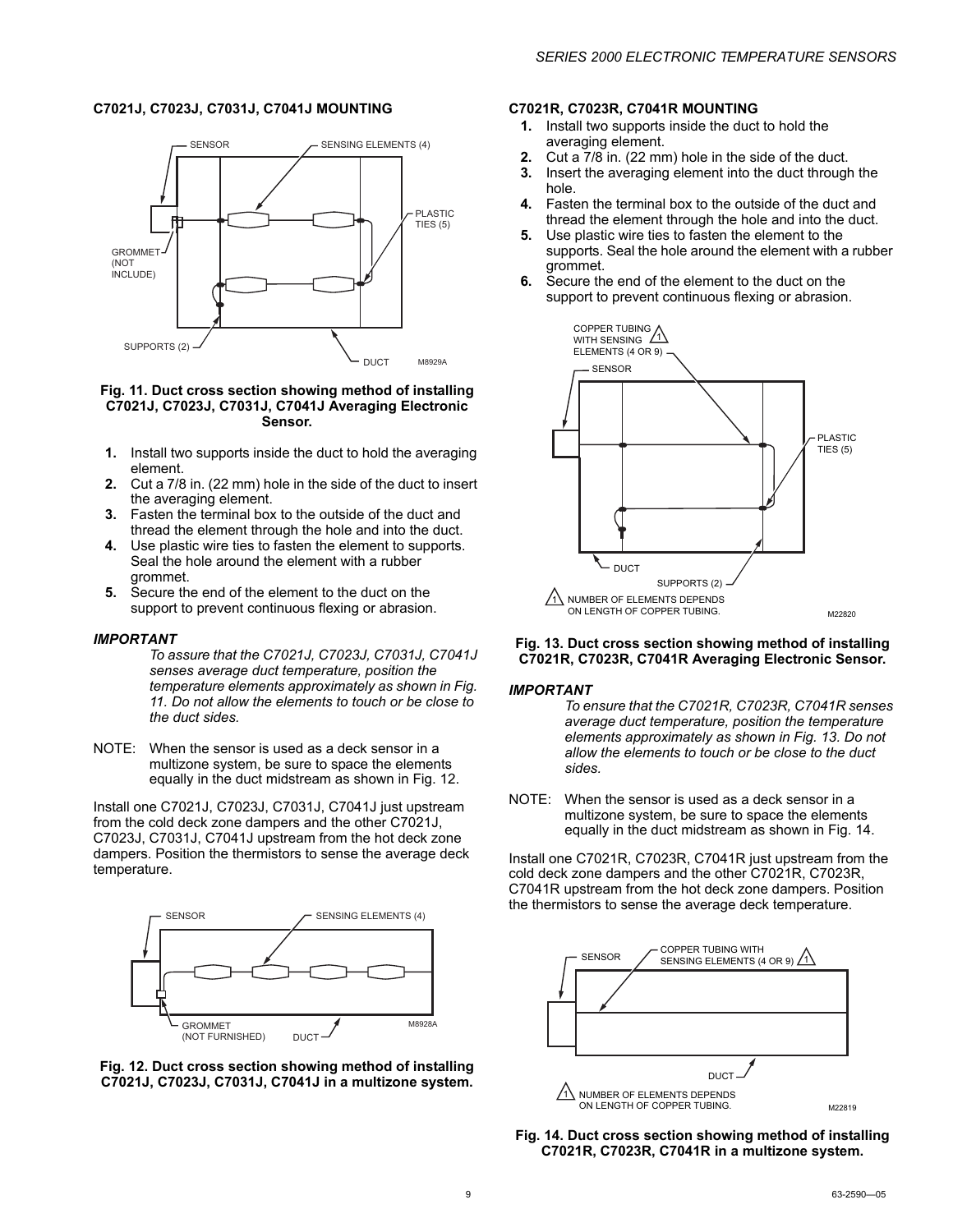### C7021J, C7023J, C7031J, C7041J MOUNTING

Fig. 11. Duct cross section showing method of installing C7021J, C7023J, C7031J, C7041J Averaging Electronic Sensor.

1. Install two supports inside the duct to hold the averaging element.
2. Cut a 7/8 in. (22 mm) hole in the side of the duct to insert the averaging element.
3. Fasten the terminal box to the outside of the duct and thread the element through the hole and into the duct.
4. Use plastic wire ties to fasten the element to supports. Seal the hole around the element with a rubber grommet.
5. Secure the end of the element to the duct on the support to prevent continuous flexing or abrasion.

***IMPORTANT***

*To assure that the C7021J, C7023J, C7031J, C7041J senses average duct temperature, position the temperature elements approximately as shown in Fig. 11. Do not allow the elements to touch or be close to the duct sides.*

NOTE: When the sensor is used as a deck sensor in a multizone system, be sure to space the elements equally in the duct midstream as shown in Fig. 12.

Install one C7021J, C7023J, C7031J, C7041J just upstream from the cold deck zone dampers and the other C7021J, C7023J, C7031J, C7041J upstream from the hot deck zone dampers. Position the thermistors to sense the average deck temperature.

Fig. 12. Duct cross section showing method of installing C7021J, C7023J, C7031J, C7041J in a multizone system.

### C7021R, C7023R, C7041R MOUNTING

1. Install two supports inside the duct to hold the averaging element.
2. Cut a 7/8 in. (22 mm) hole in the side of the duct.
3. Insert the averaging element into the duct through the hole.
4. Fasten the terminal box to the outside of the duct and thread the element through the hole and into the duct.
5. Use plastic wire ties to fasten the element to the supports. Seal the hole around the element with a rubber grommet.
6. Secure the end of the element to the duct on the support to prevent continuous flexing or abrasion.

Fig. 13. Duct cross section showing method of installing C7021R, C7023R, C7041R Averaging Electronic Sensor.

***IMPORTANT***

*To ensure that the C7021R, C7023R, C7041R senses average duct temperature, position the temperature elements approximately as shown in Fig. 13. Do not allow the elements to touch or be close to the duct sides.*

NOTE: When the sensor is used as a deck sensor in a multizone system, be sure to space the elements equally in the duct midstream as shown in Fig. 14.

Install one C7021R, C7023R, C7041R just upstream from the cold deck zone dampers and the other C7021R, C7023R, C7041R upstream from the hot deck zone dampers. Position the thermistors to sense the average deck temperature.

Fig. 14. Duct cross section showing method of installing C7021R, C7023R, C7041R in a multizone system.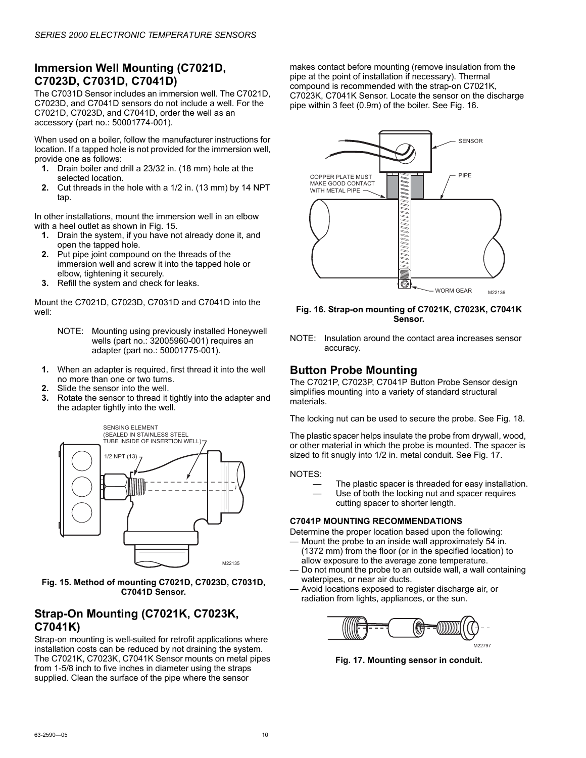## Immersion Well Mounting (C7021D, C7023D, C7031D, C7041D)

The C7031D Sensor includes an immersion well. The C7021D, C7023D, and C7041D sensors do not include a well. For the C7021D, C7023D, and C7041D, order the well as an accessory (part no.: 50001774-001).

When used on a boiler, follow the manufacturer instructions for location. If a tapped hole is not provided for the immersion well, provide one as follows:

1. Drain boiler and drill a 23/32 in. (18 mm) hole at the selected location.
2. Cut threads in the hole with a 1/2 in. (13 mm) by 14 NPT tap.

In other installations, mount the immersion well in an elbow with a heel outlet as shown in Fig. 15.

1. Drain the system, if you have not already done it, and open the tapped hole.
2. Put pipe joint compound on the threads of the immersion well and screw it into the tapped hole or elbow, tightening it securely.
3. Refill the system and check for leaks.

Mount the C7021D, C7023D, C7031D and C7041D into the well:

> NOTE: Mounting using previously installed Honeywell wells (part no.: 32005960-001) requires an adapter (part no.: 50001775-001).

1. When an adapter is required, first thread it into the well no more than one or two turns.
2. Slide the sensor into the well.
3. Rotate the sensor to thread it tightly into the adapter and the adapter tightly into the well.

**Fig. 15. Method of mounting C7021D, C7023D, C7031D, C7041D Sensor.**

## Strap-On Mounting (C7021K, C7023K, C7041K)

Strap-on mounting is well-suited for retrofit applications where installation costs can be reduced by not draining the system. The C7021K, C7023K, C7041K Sensor mounts on metal pipes from 1-5/8 inch to five inches in diameter using the straps supplied. Clean the surface of the pipe where the sensor makes contact before mounting (remove insulation from the pipe at the point of installation if necessary). Thermal compound is recommended with the strap-on C7021K, C7023K, C7041K Sensor. Locate the sensor on the discharge pipe within 3 feet (0.9m) of the boiler. See Fig. 16.

**Fig. 16. Strap-on mounting of C7021K, C7023K, C7041K Sensor.**

NOTE: Insulation around the contact area increases sensor accuracy.

## Button Probe Mounting

The C7021P, C7023P, C7041P Button Probe Sensor design simplifies mounting into a variety of standard structural materials.

The locking nut can be used to secure the probe. See Fig. 18.

The plastic spacer helps insulate the probe from drywall, wood, or other material in which the probe is mounted. The spacer is sized to fit snugly into 1/2 in. metal conduit. See Fig. 17.

NOTES:

- The plastic spacer is threaded for easy installation.
- Use of both the locking nut and spacer requires cutting spacer to shorter length.

### C7041P MOUNTING RECOMMENDATIONS

Determine the proper location based upon the following:

- Mount the probe to an inside wall approximately 54 in. (1372 mm) from the floor (or in the specified location) to allow exposure to the average zone temperature.
- Do not mount the probe to an outside wall, a wall containing waterpipes, or near air ducts.
- Avoid locations exposed to register discharge air, or radiation from lights, appliances, or the sun.

**Fig. 17. Mounting sensor in conduit.**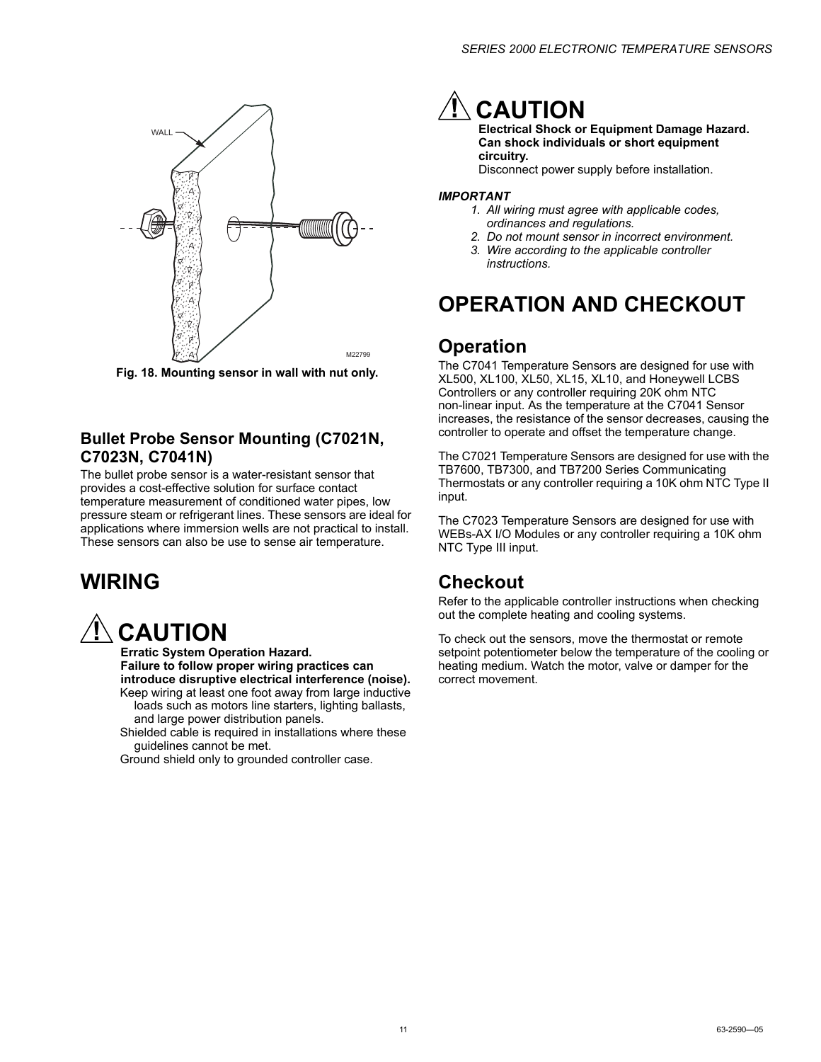Fig. 18. Mounting sensor in wall with nut only.

### Bullet Probe Sensor Mounting (C7021N, C7023N, C7041N)

The bullet probe sensor is a water-resistant sensor that provides a cost-effective solution for surface contact temperature measurement of conditioned water pipes, low pressure steam or refrigerant lines. These sensors are ideal for applications where immersion wells are not practical to install. These sensors can also be use to sense air temperature.

# WIRING

## CAUTION

**Erratic System Operation Hazard.**
**Failure to follow proper wiring practices can introduce disruptive electrical interference (noise).**
Keep wiring at least one foot away from large inductive loads such as motors line starters, lighting ballasts, and large power distribution panels.
Shielded cable is required in installations where these guidelines cannot be met.
Ground shield only to grounded controller case.

## CAUTION

**Electrical Shock or Equipment Damage Hazard.**
**Can shock individuals or short equipment circuitry.**
Disconnect power supply before installation.

***IMPORTANT***

1. *All wiring must agree with applicable codes, ordinances and regulations.*
2. *Do not mount sensor in incorrect environment.*
3. *Wire according to the applicable controller instructions.*

# OPERATION AND CHECKOUT

## Operation

The C7041 Temperature Sensors are designed for use with XL500, XL100, XL50, XL15, XL10, and Honeywell LCBS Controllers or any controller requiring 20K ohm NTC non-linear input. As the temperature at the C7041 Sensor increases, the resistance of the sensor decreases, causing the controller to operate and offset the temperature change.

The C7021 Temperature Sensors are designed for use with the TB7600, TB7300, and TB7200 Series Communicating Thermostats or any controller requiring a 10K ohm NTC Type II input.

The C7023 Temperature Sensors are designed for use with WEBs-AX I/O Modules or any controller requiring a 10K ohm NTC Type III input.

## Checkout

Refer to the applicable controller instructions when checking out the complete heating and cooling systems.

To check out the sensors, move the thermostat or remote setpoint potentiometer below the temperature of the cooling or heating medium. Watch the motor, valve or damper for the correct movement.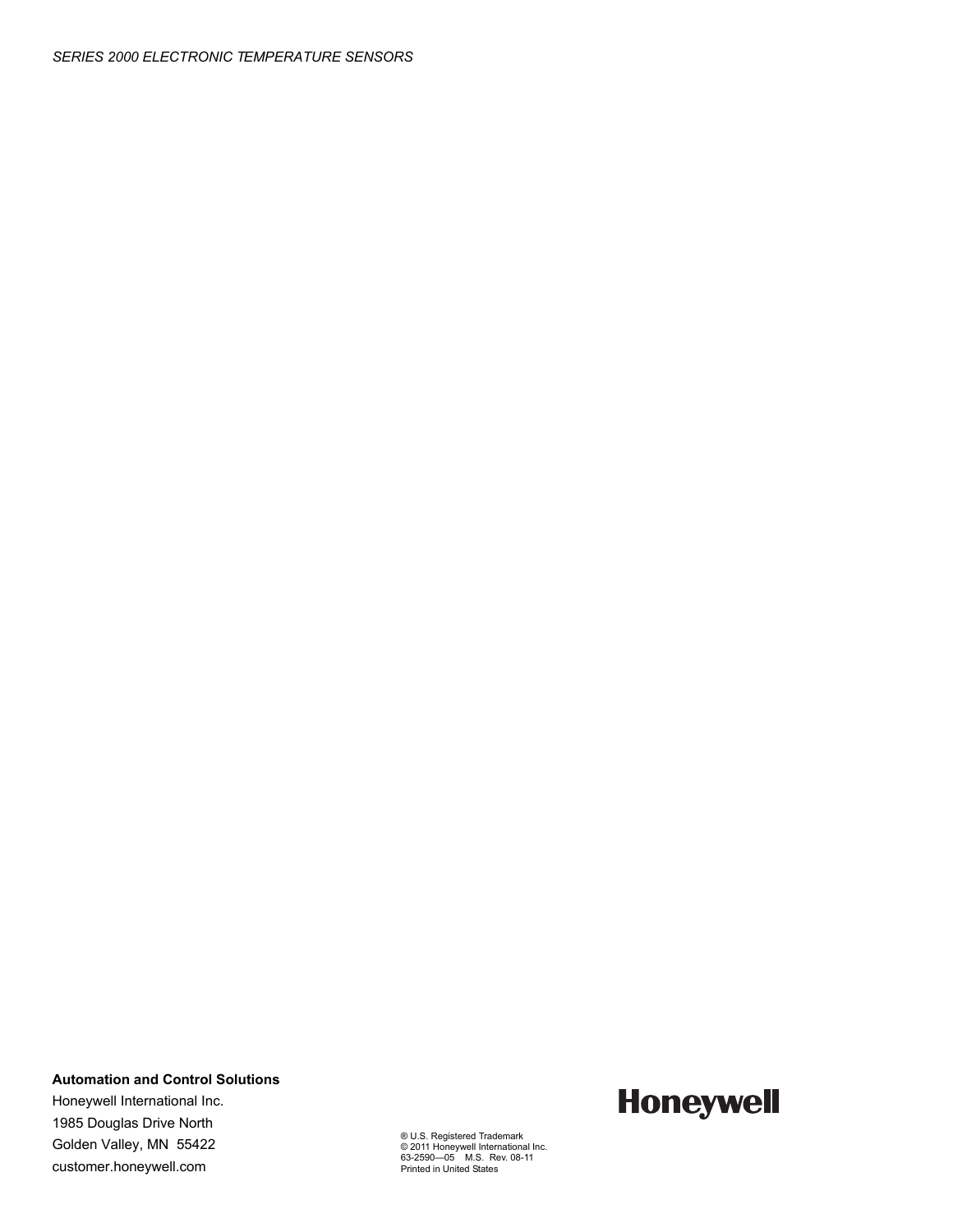**Automation and Control Solutions**

Honeywell International Inc.

1985 Douglas Drive North

Golden Valley, MN 55422

customer.honeywell.com

® U.S. Registered Trademark
© 2011 Honeywell International Inc.
63-2590—05 M.S. Rev. 08-11
Printed in United States

**Honeywell**